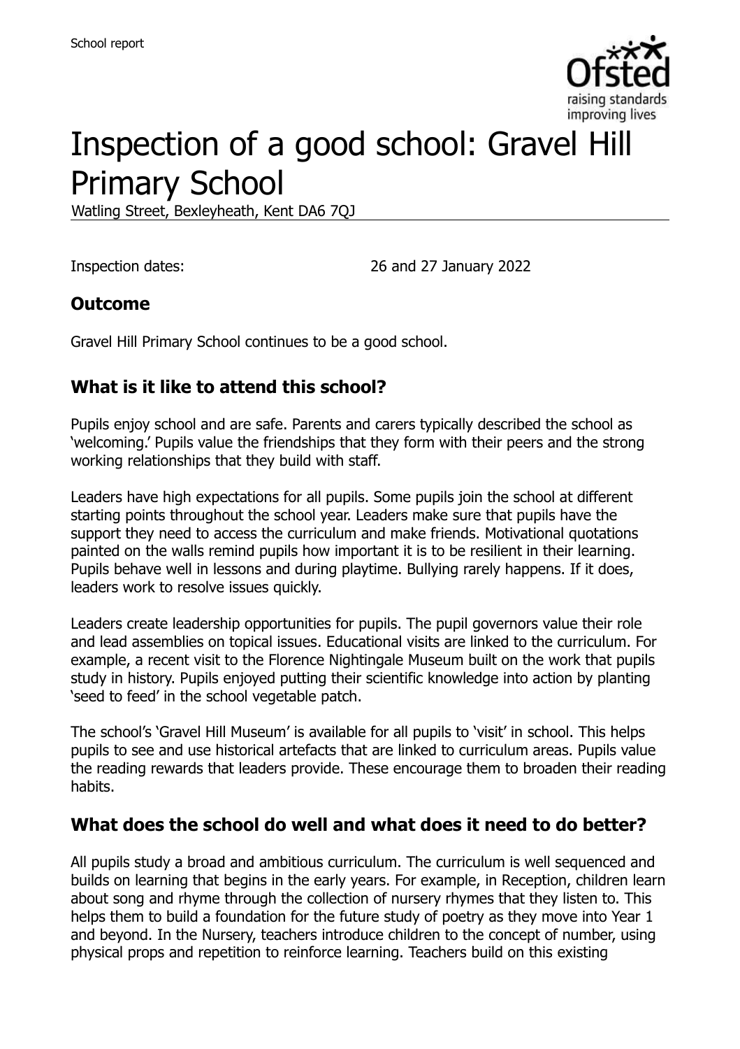School report

# Inspection of a good school: Gravel Hill Primary School

Watling Street, Bexleyheath, Kent DA6 7QJ

Inspection dates: 26 and 27 January 2022

## Outcome

Gravel Hill Primary School continues to be a good school.

## What is it like to attend this school?

Pupils enjoy school and are safe. Parents and carers typically described the school as 'welcoming.' Pupils value the friendships that they form with their peers and the strong working relationships that they build with staff.

Leaders have high expectations for all pupils. Some pupils join the school at different starting points throughout the school year. Leaders make sure that pupils have the support they need to access the curriculum and make friends. Motivational quotations painted on the walls remind pupils how important it is to be resilient in their learning. Pupils behave well in lessons and during playtime. Bullying rarely happens. If it does, leaders work to resolve issues quickly.

Leaders create leadership opportunities for pupils. The pupil governors value their role and lead assemblies on topical issues. Educational visits are linked to the curriculum. For example, a recent visit to the Florence Nightingale Museum built on the work that pupils study in history. Pupils enjoyed putting their scientific knowledge into action by planting 'seed to feed' in the school vegetable patch.

The school's 'Gravel Hill Museum' is available for all pupils to 'visit' in school. This helps pupils to see and use historical artefacts that are linked to curriculum areas. Pupils value the reading rewards that leaders provide. These encourage them to broaden their reading habits.

## What does the school do well and what does it need to do better?

All pupils study a broad and ambitious curriculum. The curriculum is well sequenced and builds on learning that begins in the early years. For example, in Reception, children learn about song and rhyme through the collection of nursery rhymes that they listen to. This helps them to build a foundation for the future study of poetry as they move into Year 1 and beyond. In the Nursery, teachers introduce children to the concept of number, using physical props and repetition to reinforce learning. Teachers build on this existing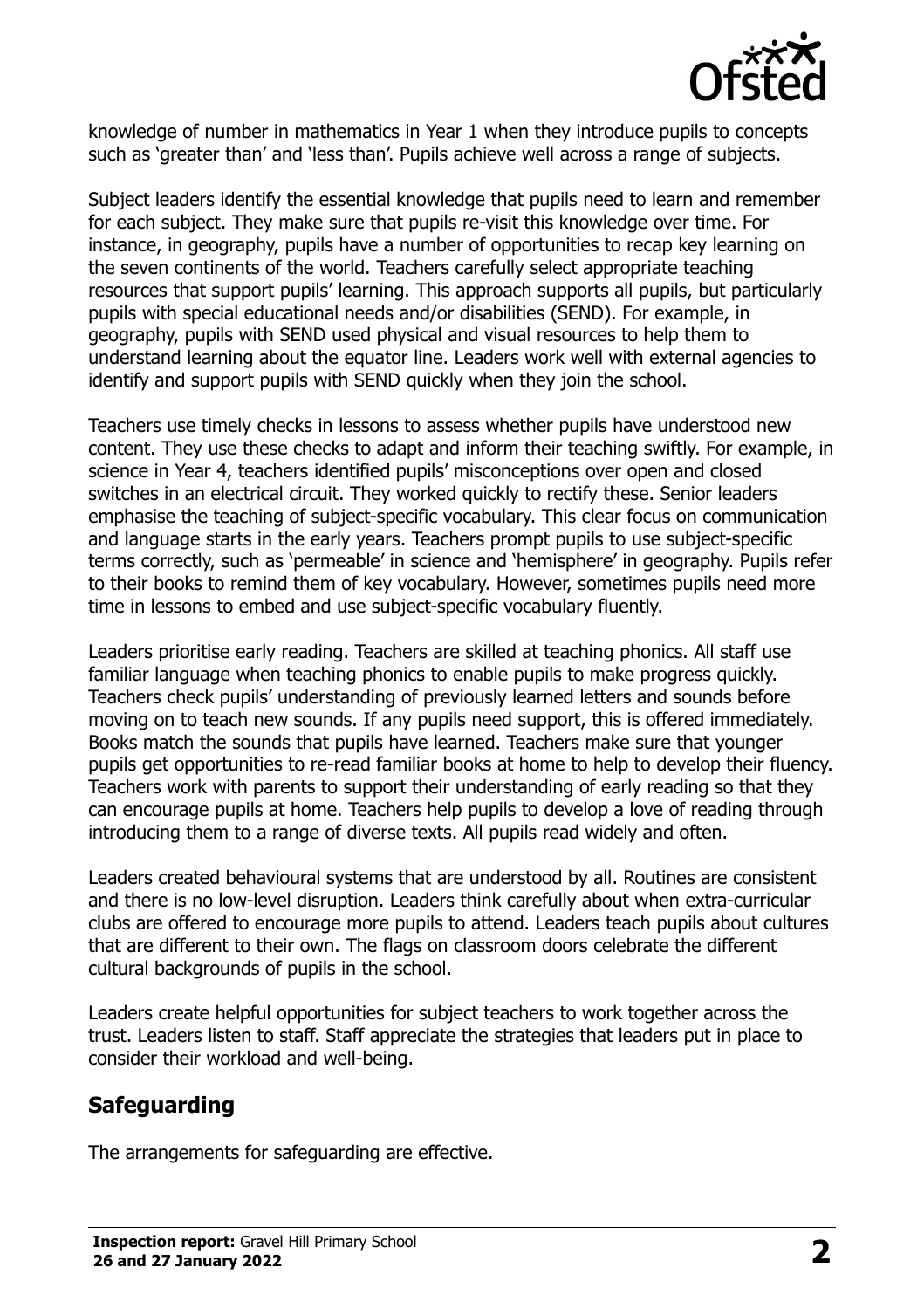knowledge of number in mathematics in Year 1 when they introduce pupils to concepts such as 'greater than' and 'less than'. Pupils achieve well across a range of subjects.

Subject leaders identify the essential knowledge that pupils need to learn and remember for each subject. They make sure that pupils re-visit this knowledge over time. For instance, in geography, pupils have a number of opportunities to recap key learning on the seven continents of the world. Teachers carefully select appropriate teaching resources that support pupils' learning. This approach supports all pupils, but particularly pupils with special educational needs and/or disabilities (SEND). For example, in geography, pupils with SEND used physical and visual resources to help them to understand learning about the equator line. Leaders work well with external agencies to identify and support pupils with SEND quickly when they join the school.

Teachers use timely checks in lessons to assess whether pupils have understood new content. They use these checks to adapt and inform their teaching swiftly. For example, in science in Year 4, teachers identified pupils' misconceptions over open and closed switches in an electrical circuit. They worked quickly to rectify these. Senior leaders emphasise the teaching of subject-specific vocabulary. This clear focus on communication and language starts in the early years. Teachers prompt pupils to use subject-specific terms correctly, such as 'permeable' in science and 'hemisphere' in geography. Pupils refer to their books to remind them of key vocabulary. However, sometimes pupils need more time in lessons to embed and use subject-specific vocabulary fluently.

Leaders prioritise early reading. Teachers are skilled at teaching phonics. All staff use familiar language when teaching phonics to enable pupils to make progress quickly. Teachers check pupils' understanding of previously learned letters and sounds before moving on to teach new sounds. If any pupils need support, this is offered immediately. Books match the sounds that pupils have learned. Teachers make sure that younger pupils get opportunities to re-read familiar books at home to help to develop their fluency. Teachers work with parents to support their understanding of early reading so that they can encourage pupils at home. Teachers help pupils to develop a love of reading through introducing them to a range of diverse texts. All pupils read widely and often.

Leaders created behavioural systems that are understood by all. Routines are consistent and there is no low-level disruption. Leaders think carefully about when extra-curricular clubs are offered to encourage more pupils to attend. Leaders teach pupils about cultures that are different to their own. The flags on classroom doors celebrate the different cultural backgrounds of pupils in the school.

Leaders create helpful opportunities for subject teachers to work together across the trust. Leaders listen to staff. Staff appreciate the strategies that leaders put in place to consider their workload and well-being.

## Safeguarding

The arrangements for safeguarding are effective.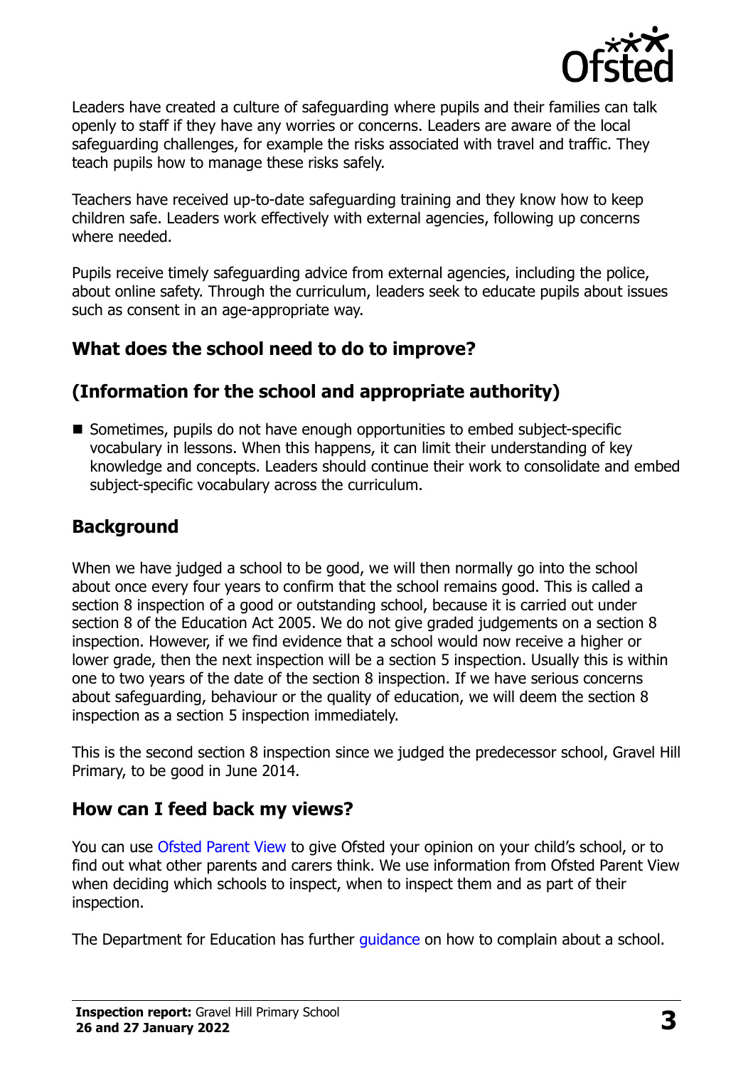Leaders have created a culture of safeguarding where pupils and their families can talk openly to staff if they have any worries or concerns. Leaders are aware of the local safeguarding challenges, for example the risks associated with travel and traffic. They teach pupils how to manage these risks safely.

Teachers have received up-to-date safeguarding training and they know how to keep children safe. Leaders work effectively with external agencies, following up concerns where needed.

Pupils receive timely safeguarding advice from external agencies, including the police, about online safety. Through the curriculum, leaders seek to educate pupils about issues such as consent in an age-appropriate way.

## What does the school need to do to improve?

## (Information for the school and appropriate authority)

- Sometimes, pupils do not have enough opportunities to embed subject-specific vocabulary in lessons. When this happens, it can limit their understanding of key knowledge and concepts. Leaders should continue their work to consolidate and embed subject-specific vocabulary across the curriculum.

## Background

When we have judged a school to be good, we will then normally go into the school about once every four years to confirm that the school remains good. This is called a section 8 inspection of a good or outstanding school, because it is carried out under section 8 of the Education Act 2005. We do not give graded judgements on a section 8 inspection. However, if we find evidence that a school would now receive a higher or lower grade, then the next inspection will be a section 5 inspection. Usually this is within one to two years of the date of the section 8 inspection. If we have serious concerns about safeguarding, behaviour or the quality of education, we will deem the section 8 inspection as a section 5 inspection immediately.

This is the second section 8 inspection since we judged the predecessor school, Gravel Hill Primary, to be good in June 2014.

## How can I feed back my views?

You can use Ofsted Parent View to give Ofsted your opinion on your child's school, or to find out what other parents and carers think. We use information from Ofsted Parent View when deciding which schools to inspect, when to inspect them and as part of their inspection.

The Department for Education has further guidance on how to complain about a school.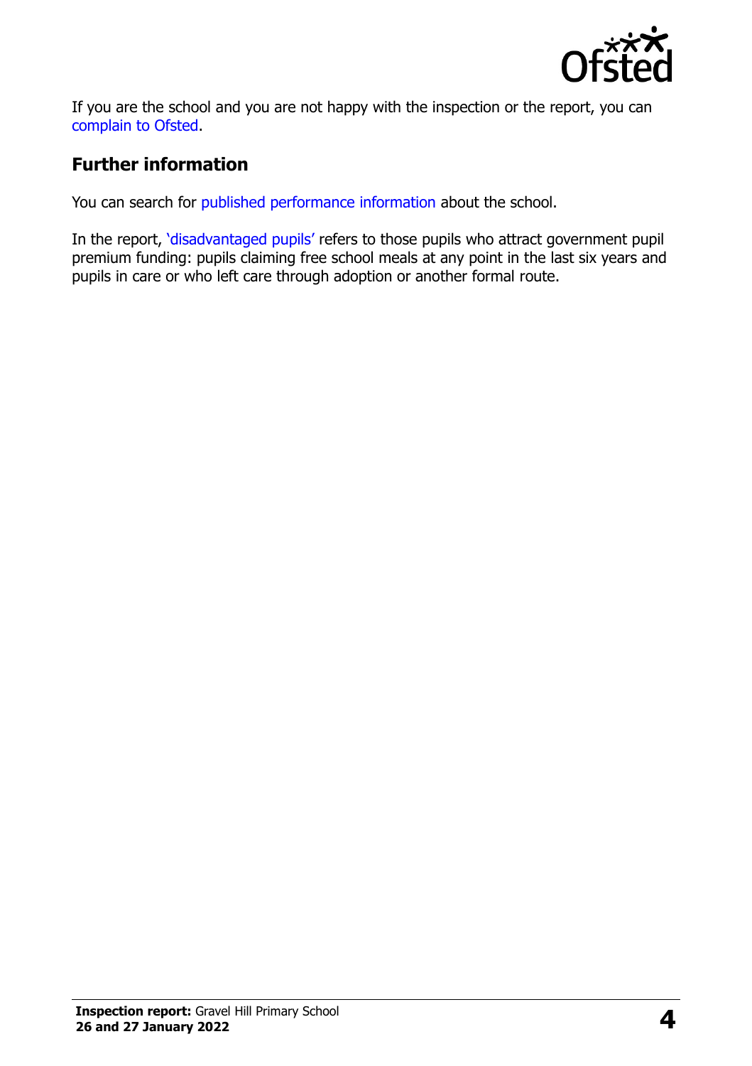If you are the school and you are not happy with the inspection or the report, you can complain to Ofsted.

## Further information

You can search for published performance information about the school.

In the report, 'disadvantaged pupils' refers to those pupils who attract government pupil premium funding: pupils claiming free school meals at any point in the last six years and pupils in care or who left care through adoption or another formal route.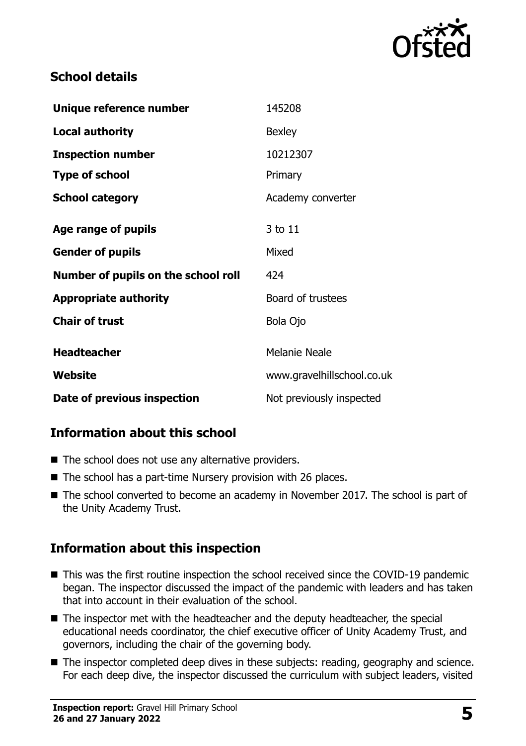## School details

| | |
|---|---|
| **Unique reference number** | 145208 |
| **Local authority** | Bexley |
| **Inspection number** | 10212307 |
| **Type of school** | Primary |
| **School category** | Academy converter |
| **Age range of pupils** | 3 to 11 |
| **Gender of pupils** | Mixed |
| **Number of pupils on the school roll** | 424 |
| **Appropriate authority** | Board of trustees |
| **Chair of trust** | Bola Ojo |
| **Headteacher** | Melanie Neale |
| **Website** | www.gravelhillschool.co.uk |
| **Date of previous inspection** | Not previously inspected |

## Information about this school

- The school does not use any alternative providers.
- The school has a part-time Nursery provision with 26 places.
- The school converted to become an academy in November 2017. The school is part of the Unity Academy Trust.

## Information about this inspection

- This was the first routine inspection the school received since the COVID-19 pandemic began. The inspector discussed the impact of the pandemic with leaders and has taken that into account in their evaluation of the school.
- The inspector met with the headteacher and the deputy headteacher, the special educational needs coordinator, the chief executive officer of Unity Academy Trust, and governors, including the chair of the governing body.
- The inspector completed deep dives in these subjects: reading, geography and science. For each deep dive, the inspector discussed the curriculum with subject leaders, visited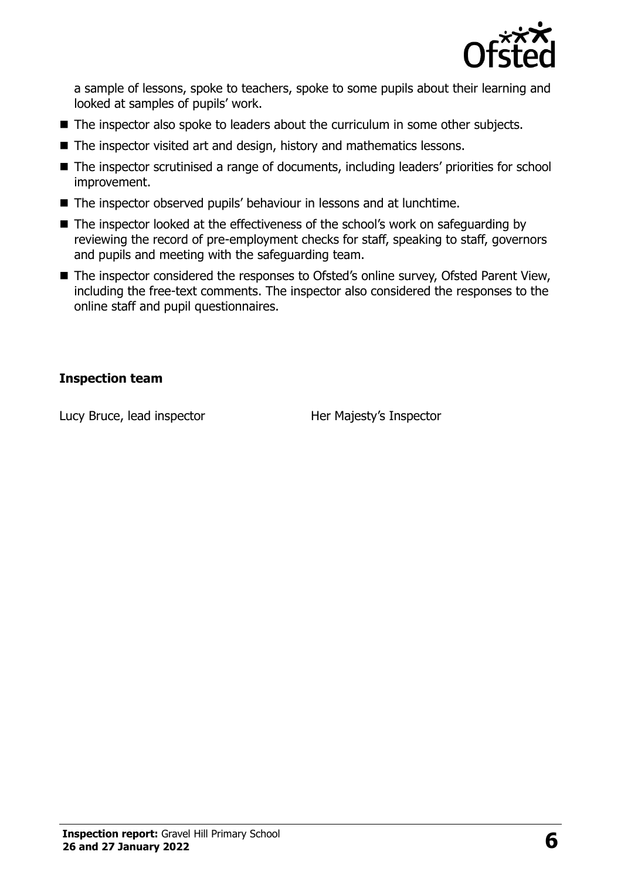a sample of lessons, spoke to teachers, spoke to some pupils about their learning and looked at samples of pupils' work.

- The inspector also spoke to leaders about the curriculum in some other subjects.
- The inspector visited art and design, history and mathematics lessons.
- The inspector scrutinised a range of documents, including leaders' priorities for school improvement.
- The inspector observed pupils' behaviour in lessons and at lunchtime.
- The inspector looked at the effectiveness of the school's work on safeguarding by reviewing the record of pre-employment checks for staff, speaking to staff, governors and pupils and meeting with the safeguarding team.
- The inspector considered the responses to Ofsted's online survey, Ofsted Parent View, including the free-text comments. The inspector also considered the responses to the online staff and pupil questionnaires.

**Inspection team**

| | |
|---|---|
| Lucy Bruce, lead inspector | Her Majesty's Inspector |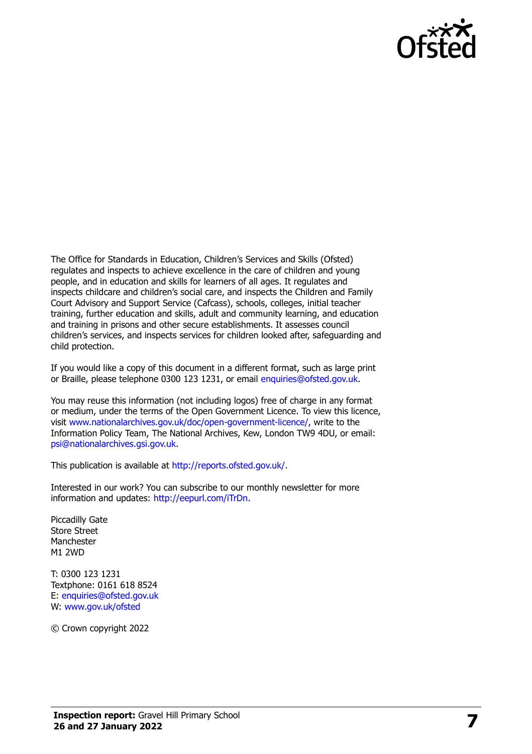The Office for Standards in Education, Children's Services and Skills (Ofsted) regulates and inspects to achieve excellence in the care of children and young people, and in education and skills for learners of all ages. It regulates and inspects childcare and children's social care, and inspects the Children and Family Court Advisory and Support Service (Cafcass), schools, colleges, initial teacher training, further education and skills, adult and community learning, and education and training in prisons and other secure establishments. It assesses council children's services, and inspects services for children looked after, safeguarding and child protection.

If you would like a copy of this document in a different format, such as large print or Braille, please telephone 0300 123 1231, or email enquiries@ofsted.gov.uk.

You may reuse this information (not including logos) free of charge in any format or medium, under the terms of the Open Government Licence. To view this licence, visit www.nationalarchives.gov.uk/doc/open-government-licence/, write to the Information Policy Team, The National Archives, Kew, London TW9 4DU, or email: psi@nationalarchives.gsi.gov.uk.

This publication is available at http://reports.ofsted.gov.uk/.

Interested in our work? You can subscribe to our monthly newsletter for more information and updates: http://eepurl.com/iTrDn.

Piccadilly Gate
Store Street
Manchester
M1 2WD

T: 0300 123 1231
Textphone: 0161 618 8524
E: enquiries@ofsted.gov.uk
W: www.gov.uk/ofsted

© Crown copyright 2022